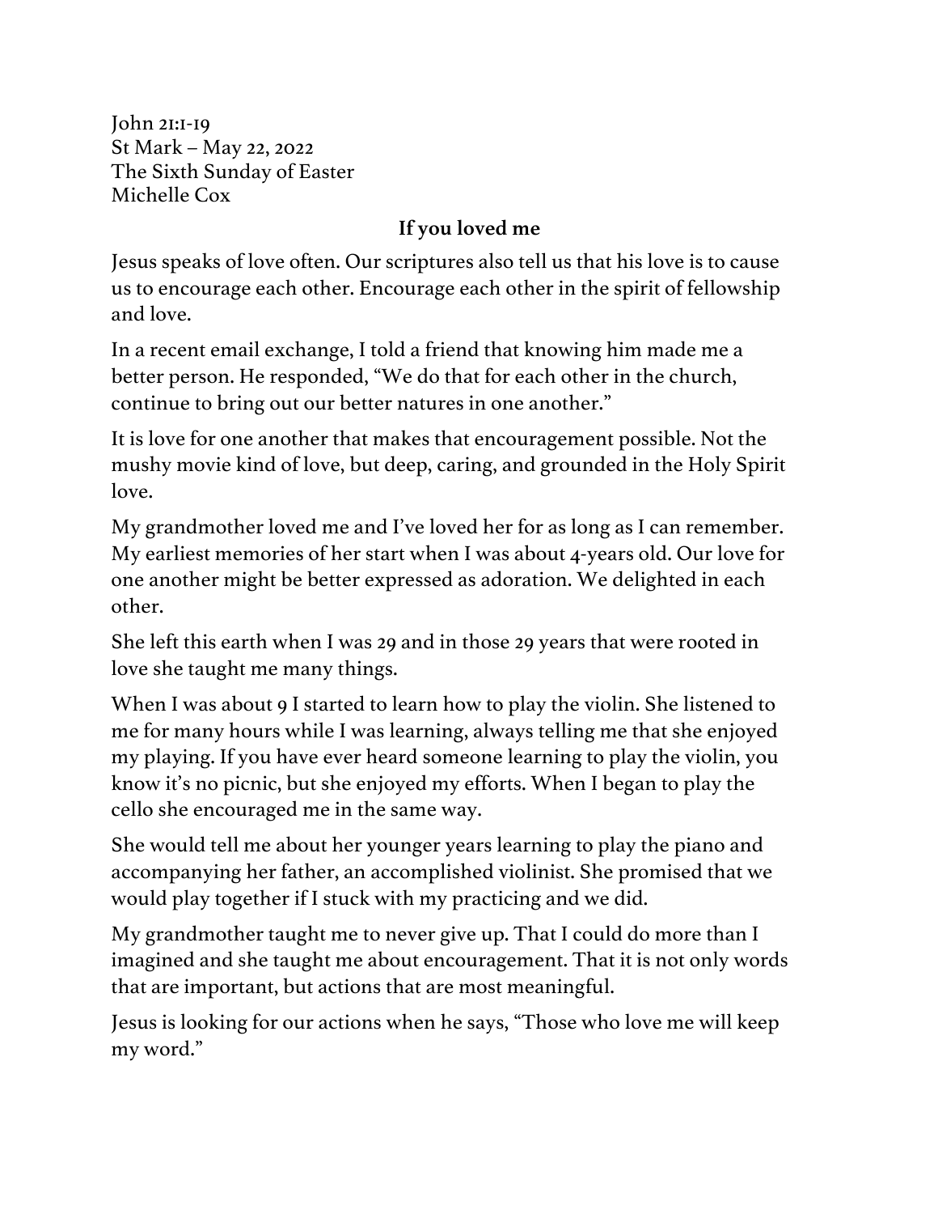John 21:1-19
St Mark – May 22, 2022
The Sixth Sunday of Easter
Michelle Cox

## If you loved me

Jesus speaks of love often. Our scriptures also tell us that his love is to cause us to encourage each other. Encourage each other in the spirit of fellowship and love.

In a recent email exchange, I told a friend that knowing him made me a better person. He responded, "We do that for each other in the church, continue to bring out our better natures in one another."

It is love for one another that makes that encouragement possible. Not the mushy movie kind of love, but deep, caring, and grounded in the Holy Spirit love.

My grandmother loved me and I've loved her for as long as I can remember. My earliest memories of her start when I was about 4-years old. Our love for one another might be better expressed as adoration. We delighted in each other.

She left this earth when I was 29 and in those 29 years that were rooted in love she taught me many things.

When I was about 9 I started to learn how to play the violin. She listened to me for many hours while I was learning, always telling me that she enjoyed my playing. If you have ever heard someone learning to play the violin, you know it's no picnic, but she enjoyed my efforts. When I began to play the cello she encouraged me in the same way.

She would tell me about her younger years learning to play the piano and accompanying her father, an accomplished violinist. She promised that we would play together if I stuck with my practicing and we did.

My grandmother taught me to never give up. That I could do more than I imagined and she taught me about encouragement. That it is not only words that are important, but actions that are most meaningful.

Jesus is looking for our actions when he says, "Those who love me will keep my word."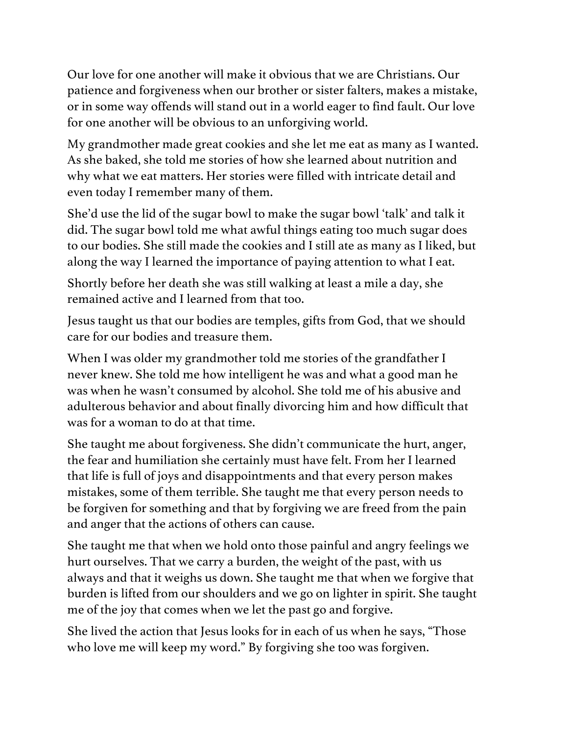Our love for one another will make it obvious that we are Christians. Our patience and forgiveness when our brother or sister falters, makes a mistake, or in some way offends will stand out in a world eager to find fault. Our love for one another will be obvious to an unforgiving world.

My grandmother made great cookies and she let me eat as many as I wanted. As she baked, she told me stories of how she learned about nutrition and why what we eat matters. Her stories were filled with intricate detail and even today I remember many of them.

She'd use the lid of the sugar bowl to make the sugar bowl 'talk' and talk it did. The sugar bowl told me what awful things eating too much sugar does to our bodies. She still made the cookies and I still ate as many as I liked, but along the way I learned the importance of paying attention to what I eat.

Shortly before her death she was still walking at least a mile a day, she remained active and I learned from that too.

Jesus taught us that our bodies are temples, gifts from God, that we should care for our bodies and treasure them.

When I was older my grandmother told me stories of the grandfather I never knew. She told me how intelligent he was and what a good man he was when he wasn't consumed by alcohol. She told me of his abusive and adulterous behavior and about finally divorcing him and how difficult that was for a woman to do at that time.

She taught me about forgiveness. She didn't communicate the hurt, anger, the fear and humiliation she certainly must have felt. From her I learned that life is full of joys and disappointments and that every person makes mistakes, some of them terrible. She taught me that every person needs to be forgiven for something and that by forgiving we are freed from the pain and anger that the actions of others can cause.

She taught me that when we hold onto those painful and angry feelings we hurt ourselves. That we carry a burden, the weight of the past, with us always and that it weighs us down. She taught me that when we forgive that burden is lifted from our shoulders and we go on lighter in spirit. She taught me of the joy that comes when we let the past go and forgive.

She lived the action that Jesus looks for in each of us when he says, "Those who love me will keep my word." By forgiving she too was forgiven.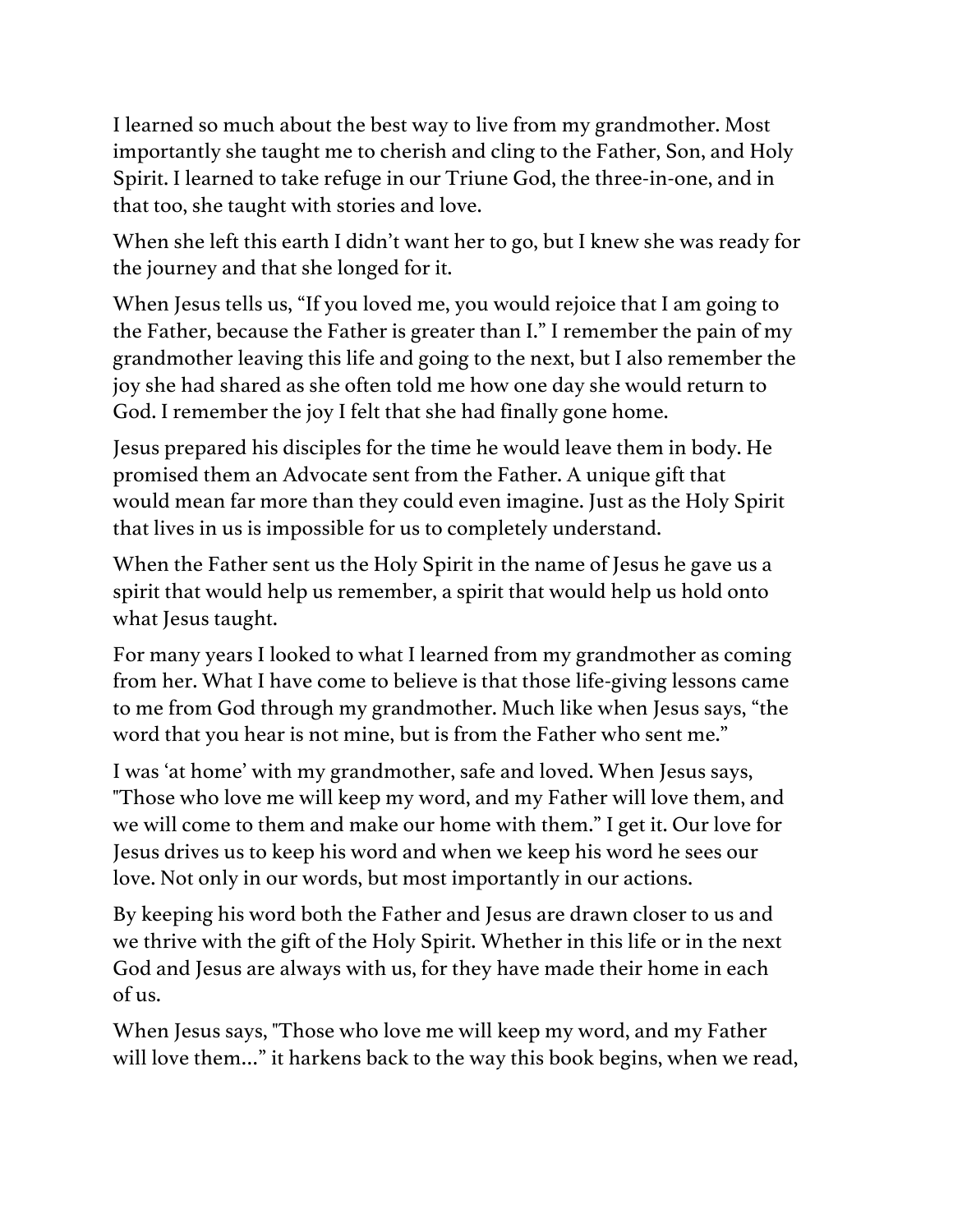I learned so much about the best way to live from my grandmother. Most importantly she taught me to cherish and cling to the Father, Son, and Holy Spirit. I learned to take refuge in our Triune God, the three-in-one, and in that too, she taught with stories and love.

When she left this earth I didn't want her to go, but I knew she was ready for the journey and that she longed for it.

When Jesus tells us, "If you loved me, you would rejoice that I am going to the Father, because the Father is greater than I." I remember the pain of my grandmother leaving this life and going to the next, but I also remember the joy she had shared as she often told me how one day she would return to God. I remember the joy I felt that she had finally gone home.

Jesus prepared his disciples for the time he would leave them in body. He promised them an Advocate sent from the Father. A unique gift that would mean far more than they could even imagine. Just as the Holy Spirit that lives in us is impossible for us to completely understand.

When the Father sent us the Holy Spirit in the name of Jesus he gave us a spirit that would help us remember, a spirit that would help us hold onto what Jesus taught.

For many years I looked to what I learned from my grandmother as coming from her. What I have come to believe is that those life-giving lessons came to me from God through my grandmother. Much like when Jesus says, "the word that you hear is not mine, but is from the Father who sent me."

I was 'at home' with my grandmother, safe and loved. When Jesus says, "Those who love me will keep my word, and my Father will love them, and we will come to them and make our home with them." I get it. Our love for Jesus drives us to keep his word and when we keep his word he sees our love. Not only in our words, but most importantly in our actions.

By keeping his word both the Father and Jesus are drawn closer to us and we thrive with the gift of the Holy Spirit. Whether in this life or in the next God and Jesus are always with us, for they have made their home in each of us.

When Jesus says, "Those who love me will keep my word, and my Father will love them…" it harkens back to the way this book begins, when we read,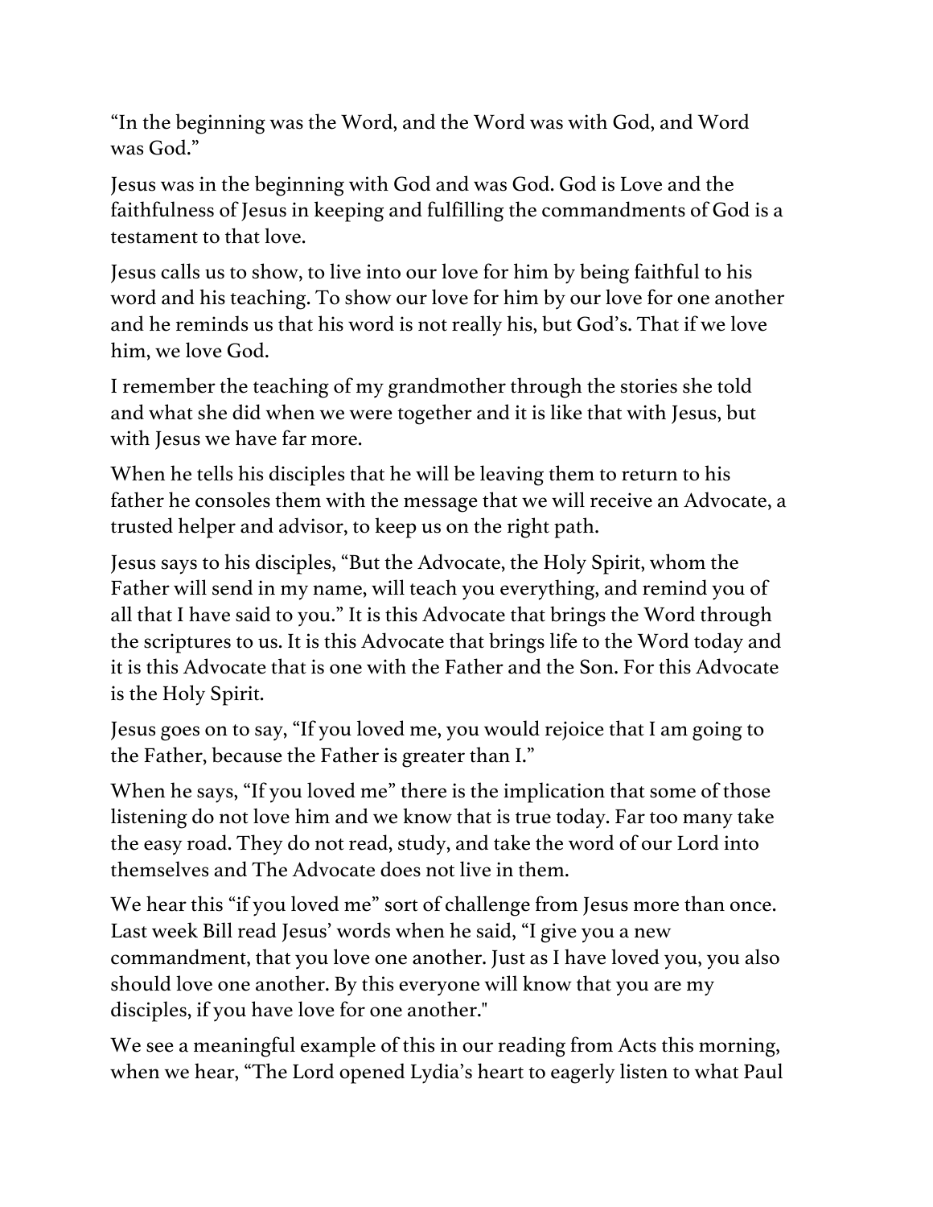"In the beginning was the Word, and the Word was with God, and Word was God."

Jesus was in the beginning with God and was God. God is Love and the faithfulness of Jesus in keeping and fulfilling the commandments of God is a testament to that love.

Jesus calls us to show, to live into our love for him by being faithful to his word and his teaching. To show our love for him by our love for one another and he reminds us that his word is not really his, but God's. That if we love him, we love God.

I remember the teaching of my grandmother through the stories she told and what she did when we were together and it is like that with Jesus, but with Jesus we have far more.

When he tells his disciples that he will be leaving them to return to his father he consoles them with the message that we will receive an Advocate, a trusted helper and advisor, to keep us on the right path.

Jesus says to his disciples, "But the Advocate, the Holy Spirit, whom the Father will send in my name, will teach you everything, and remind you of all that I have said to you." It is this Advocate that brings the Word through the scriptures to us. It is this Advocate that brings life to the Word today and it is this Advocate that is one with the Father and the Son. For this Advocate is the Holy Spirit.

Jesus goes on to say, "If you loved me, you would rejoice that I am going to the Father, because the Father is greater than I."

When he says, "If you loved me" there is the implication that some of those listening do not love him and we know that is true today. Far too many take the easy road. They do not read, study, and take the word of our Lord into themselves and The Advocate does not live in them.

We hear this "if you loved me" sort of challenge from Jesus more than once. Last week Bill read Jesus' words when he said, "I give you a new commandment, that you love one another. Just as I have loved you, you also should love one another. By this everyone will know that you are my disciples, if you have love for one another."

We see a meaningful example of this in our reading from Acts this morning, when we hear, "The Lord opened Lydia's heart to eagerly listen to what Paul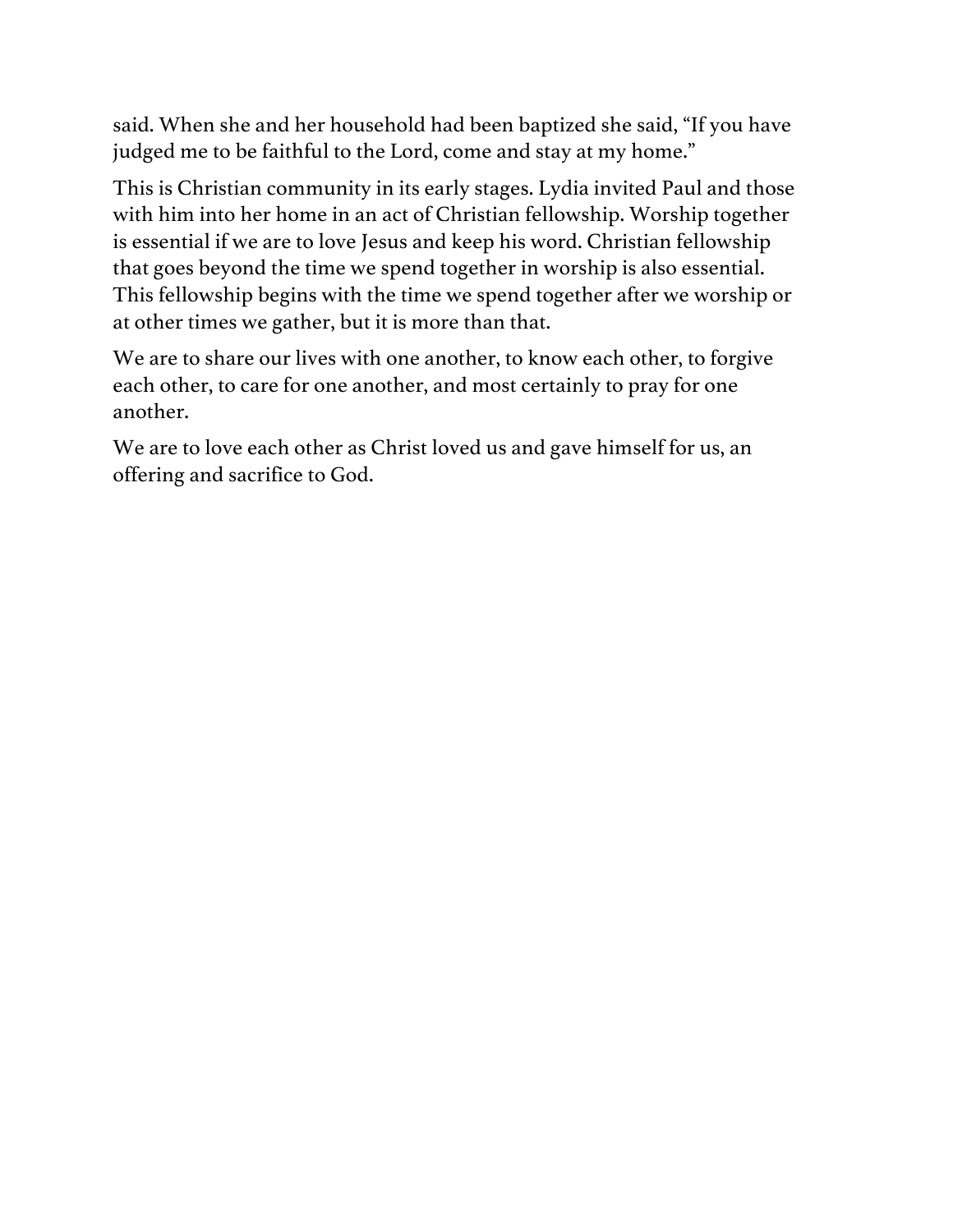said. When she and her household had been baptized she said, “If you have judged me to be faithful to the Lord, come and stay at my home.”

This is Christian community in its early stages. Lydia invited Paul and those with him into her home in an act of Christian fellowship. Worship together is essential if we are to love Jesus and keep his word. Christian fellowship that goes beyond the time we spend together in worship is also essential. This fellowship begins with the time we spend together after we worship or at other times we gather, but it is more than that.

We are to share our lives with one another, to know each other, to forgive each other, to care for one another, and most certainly to pray for one another.

We are to love each other as Christ loved us and gave himself for us, an offering and sacrifice to God.